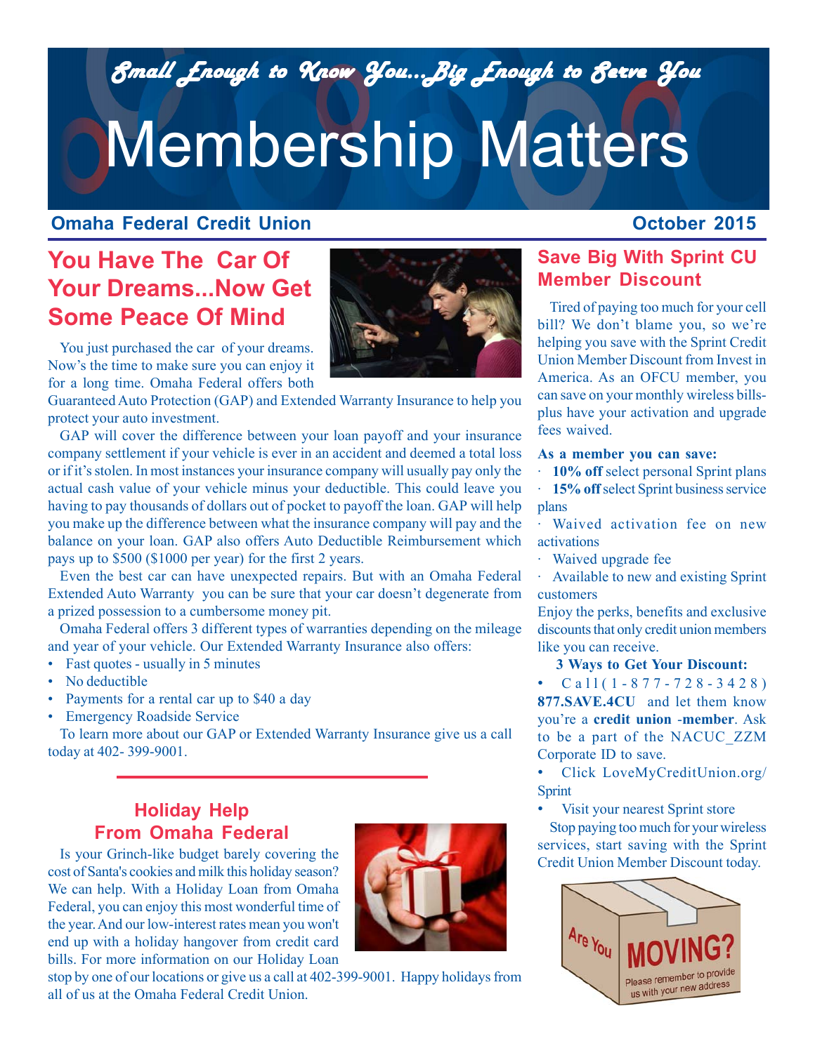*Small Enough to Know You...Big Enough to Serve You*

# Membership Matters

**Omaha Federal Credit Union** **October 2015**

## You Have The Car Of Your Dreams...Now Get Some Peace Of Mind

You just purchased the car of your dreams. Now's the time to make sure you can enjoy it for a long time. Omaha Federal offers both Guaranteed Auto Protection (GAP) and Extended Warranty Insurance to help you protect your auto investment.

GAP will cover the difference between your loan payoff and your insurance company settlement if your vehicle is ever in an accident and deemed a total loss or if it's stolen. In most instances your insurance company will usually pay only the actual cash value of your vehicle minus your deductible. This could leave you having to pay thousands of dollars out of pocket to payoff the loan. GAP will help you make up the difference between what the insurance company will pay and the balance on your loan. GAP also offers Auto Deductible Reimbursement which pays up to $500 ($1000 per year) for the first 2 years.

Even the best car can have unexpected repairs. But with an Omaha Federal Extended Auto Warranty you can be sure that your car doesn't degenerate from a prized possession to a cumbersome money pit.

Omaha Federal offers 3 different types of warranties depending on the mileage and year of your vehicle. Our Extended Warranty Insurance also offers:

- Fast quotes - usually in 5 minutes
- No deductible
- Payments for a rental car up to $40 a day
- Emergency Roadside Service

To learn more about our GAP or Extended Warranty Insurance give us a call today at 402- 399-9001.

## Holiday Help From Omaha Federal

Is your Grinch-like budget barely covering the cost of Santa's cookies and milk this holiday season? We can help. With a Holiday Loan from Omaha Federal, you can enjoy this most wonderful time of the year. And our low-interest rates mean you won't end up with a holiday hangover from credit card bills. For more information on our Holiday Loan stop by one of our locations or give us a call at 402-399-9001. Happy holidays from all of us at the Omaha Federal Credit Union.

## Save Big With Sprint CU Member Discount

Tired of paying too much for your cell bill? We don't blame you, so we're helping you save with the Sprint Credit Union Member Discount from Invest in America. As an OFCU member, you can save on your monthly wireless bills- plus have your activation and upgrade fees waived.

**As a member you can save:**

- **10% off** select personal Sprint plans
- **15% off** select Sprint business service plans
- Waived activation fee on new activations
- Waived upgrade fee
- Available to new and existing Sprint customers

Enjoy the perks, benefits and exclusive discounts that only credit union members like you can receive.

**3 Ways to Get Your Discount:**

- Call (1-877-728-3428) **877.SAVE.4CU** and let them know you're a **credit union -member**. Ask to be a part of the NACUC_ZZM Corporate ID to save.
- Click LoveMyCreditUnion.org/Sprint
- Visit your nearest Sprint store

Stop paying too much for your wireless services, start saving with the Sprint Credit Union Member Discount today.

Are You **MOVING?** Please remember to provide us with your new address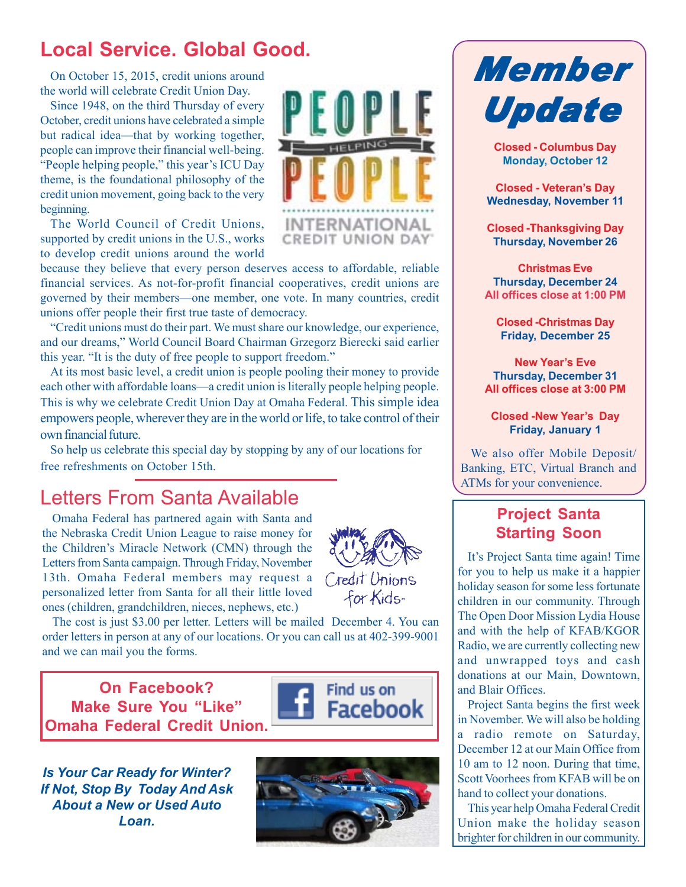## Local Service. Global Good.

On October 15, 2015, credit unions around the world will celebrate Credit Union Day.

Since 1948, on the third Thursday of every October, credit unions have celebrated a simple but radical idea—that by working together, people can improve their financial well-being. "People helping people," this year's ICU Day theme, is the foundational philosophy of the credit union movement, going back to the very beginning.

The World Council of Credit Unions, supported by credit unions in the U.S., works to develop credit unions around the world because they believe that every person deserves access to affordable, reliable financial services. As not-for-profit financial cooperatives, credit unions are governed by their members—one member, one vote. In many countries, credit unions offer people their first true taste of democracy.

"Credit unions must do their part. We must share our knowledge, our experience, and our dreams," World Council Board Chairman Grzegorz Bierecki said earlier this year. "It is the duty of free people to support freedom."

At its most basic level, a credit union is people pooling their money to provide each other with affordable loans—a credit union is literally people helping people. This is why we celebrate Credit Union Day at Omaha Federal. This simple idea empowers people, wherever they are in the world or life, to take control of their own financial future.

So help us celebrate this special day by stopping by any of our locations for free refreshments on October 15th.

## Letters From Santa Available

Omaha Federal has partnered again with Santa and the Nebraska Credit Union League to raise money for the Children's Miracle Network (CMN) through the Letters from Santa campaign. Through Friday, November 13th. Omaha Federal members may request a personalized letter from Santa for all their little loved ones (children, grandchildren, nieces, nephews, etc.)

The cost is just $3.00 per letter. Letters will be mailed December 4. You can order letters in person at any of our locations. Or you can call us at 402-399-9001 and we can mail you the forms.

**On Facebook?**
**Make Sure You "Like"**
**Omaha Federal Credit Union.**

***Is Your Car Ready for Winter? If Not, Stop By Today And Ask About a New or Used Auto Loan.***

# Member Update

**Closed - Columbus Day**
**Monday, October 12**

**Closed - Veteran's Day**
**Wednesday, November 11**

**Closed -Thanksgiving Day**
**Thursday, November 26**

**Christmas Eve**
**Thursday, December 24**
**All offices close at 1:00 PM**

**Closed -Christmas Day**
**Friday, December 25**

**New Year's Eve**
**Thursday, December 31**
**All offices close at 3:00 PM**

**Closed -New Year's Day**
**Friday, January 1**

We also offer Mobile Deposit/ Banking, ETC, Virtual Branch and ATMs for your convenience.

## Project Santa Starting Soon

It's Project Santa time again! Time for you to help us make it a happier holiday season for some less fortunate children in our community. Through The Open Door Mission Lydia House and with the help of KFAB/KGOR Radio, we are currently collecting new and unwrapped toys and cash donations at our Main, Downtown, and Blair Offices.

Project Santa begins the first week in November. We will also be holding a radio remote on Saturday, December 12 at our Main Office from 10 am to 12 noon. During that time, Scott Voorhees from KFAB will be on hand to collect your donations.

This year help Omaha Federal Credit Union make the holiday season brighter for children in our community.